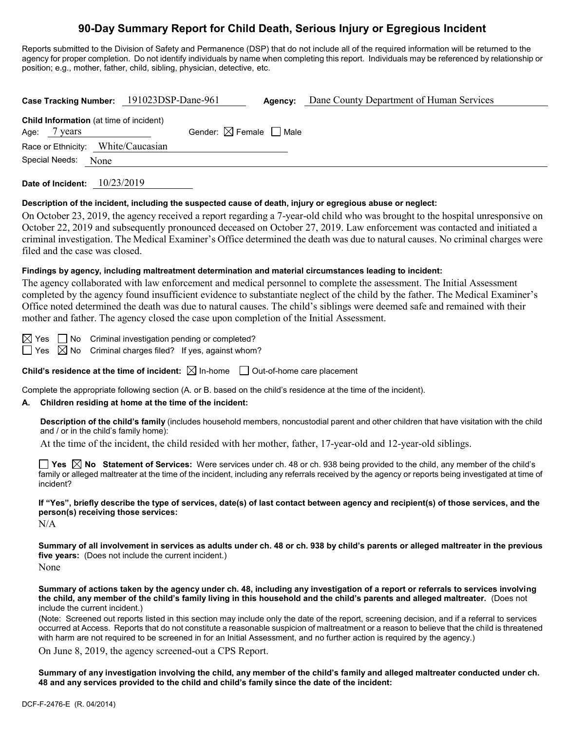# 90-Day Summary Report for Child Death, Serious Injury or Egregious Incident

Reports submitted to the Division of Safety and Permanence (DSP) that do not include all of the required information will be returned to the agency for proper completion. Do not identify individuals by name when completing this report. Individuals may be referenced by relationship or position; e.g., mother, father, child, sibling, physician, detective, etc.

**Case Tracking Number:** 191023DSP-Dane-961 **Agency:** Dane County Department of Human Services

**Child Information** (at time of incident)
Age: 7 years Gender: ☒ Female ☐ Male
Race or Ethnicity: White/Caucasian
Special Needs: None

**Date of Incident:** 10/23/2019

**Description of the incident, including the suspected cause of death, injury or egregious abuse or neglect:**

On October 23, 2019, the agency received a report regarding a 7-year-old child who was brought to the hospital unresponsive on October 22, 2019 and subsequently pronounced deceased on October 27, 2019. Law enforcement was contacted and initiated a criminal investigation. The Medical Examiner's Office determined the death was due to natural causes. No criminal charges were filed and the case was closed.

**Findings by agency, including maltreatment determination and material circumstances leading to incident:**

The agency collaborated with law enforcement and medical personnel to complete the assessment. The Initial Assessment completed by the agency found insufficient evidence to substantiate neglect of the child by the father. The Medical Examiner's Office noted determined the death was due to natural causes. The child's siblings were deemed safe and remained with their mother and father. The agency closed the case upon completion of the Initial Assessment.

☒ Yes ☐ No Criminal investigation pending or completed?
☐ Yes ☒ No Criminal charges filed? If yes, against whom?

**Child's residence at the time of incident:** ☒ In-home ☐ Out-of-home care placement

Complete the appropriate following section (A. or B. based on the child's residence at the time of the incident).

**A. Children residing at home at the time of the incident:**

**Description of the child's family** (includes household members, noncustodial parent and other children that have visitation with the child and / or in the child's family home):

At the time of the incident, the child resided with her mother, father, 17-year-old and 12-year-old siblings.

☐ **Yes** ☒ **No Statement of Services:** Were services under ch. 48 or ch. 938 being provided to the child, any member of the child's family or alleged maltreater at the time of the incident, including any referrals received by the agency or reports being investigated at time of incident?

**If "Yes", briefly describe the type of services, date(s) of last contact between agency and recipient(s) of those services, and the person(s) receiving those services:**

N/A

**Summary of all involvement in services as adults under ch. 48 or ch. 938 by child's parents or alleged maltreater in the previous five years:** (Does not include the current incident.)

None

**Summary of actions taken by the agency under ch. 48, including any investigation of a report or referrals to services involving the child, any member of the child's family living in this household and the child's parents and alleged maltreater.** (Does not include the current incident.)

(Note: Screened out reports listed in this section may include only the date of the report, screening decision, and if a referral to services occurred at Access. Reports that do not constitute a reasonable suspicion of maltreatment or a reason to believe that the child is threatened with harm are not required to be screened in for an Initial Assessment, and no further action is required by the agency.)

On June 8, 2019, the agency screened-out a CPS Report.

**Summary of any investigation involving the child, any member of the child's family and alleged maltreater conducted under ch. 48 and any services provided to the child and child's family since the date of the incident:**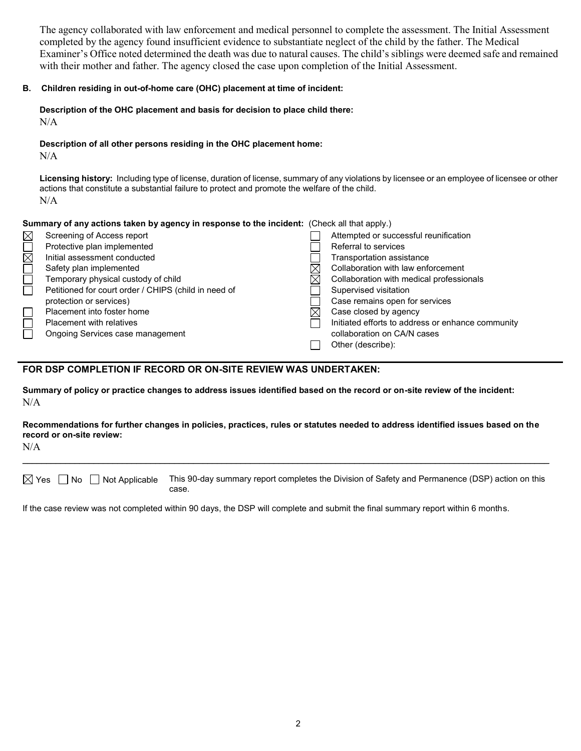The agency collaborated with law enforcement and medical personnel to complete the assessment. The Initial Assessment completed by the agency found insufficient evidence to substantiate neglect of the child by the father. The Medical Examiner's Office noted determined the death was due to natural causes. The child's siblings were deemed safe and remained with their mother and father. The agency closed the case upon completion of the Initial Assessment.

**B. Children residing in out-of-home care (OHC) placement at time of incident:**

**Description of the OHC placement and basis for decision to place child there:**
N/A

**Description of all other persons residing in the OHC placement home:**
N/A

**Licensing history:** Including type of license, duration of license, summary of any violations by licensee or an employee of licensee or other actions that constitute a substantial failure to protect and promote the welfare of the child.
N/A

**Summary of any actions taken by agency in response to the incident:** (Check all that apply.)

- ☒ Screening of Access report
- ☐ Protective plan implemented
- ☒ Initial assessment conducted
- ☐ Safety plan implemented
- ☐ Temporary physical custody of child
- ☐ Petitioned for court order / CHIPS (child in need of protection or services)
- ☐ Placement into foster home
- ☐ Placement with relatives
- ☐ Ongoing Services case management
- ☐ Attempted or successful reunification
- ☐ Referral to services
- ☐ Transportation assistance
- ☒ Collaboration with law enforcement
- ☒ Collaboration with medical professionals
- ☐ Supervised visitation
- ☐ Case remains open for services
- ☒ Case closed by agency
- ☐ Initiated efforts to address or enhance community collaboration on CA/N cases
- ☐ Other (describe):

## FOR DSP COMPLETION IF RECORD OR ON-SITE REVIEW WAS UNDERTAKEN:

**Summary of policy or practice changes to address issues identified based on the record or on-site review of the incident:**
N/A

**Recommendations for further changes in policies, practices, rules or statutes needed to address identified issues based on the record or on-site review:**
N/A

---

☒ Yes ☐ No ☐ Not Applicable This 90-day summary report completes the Division of Safety and Permanence (DSP) action on this case.

If the case review was not completed within 90 days, the DSP will complete and submit the final summary report within 6 months.